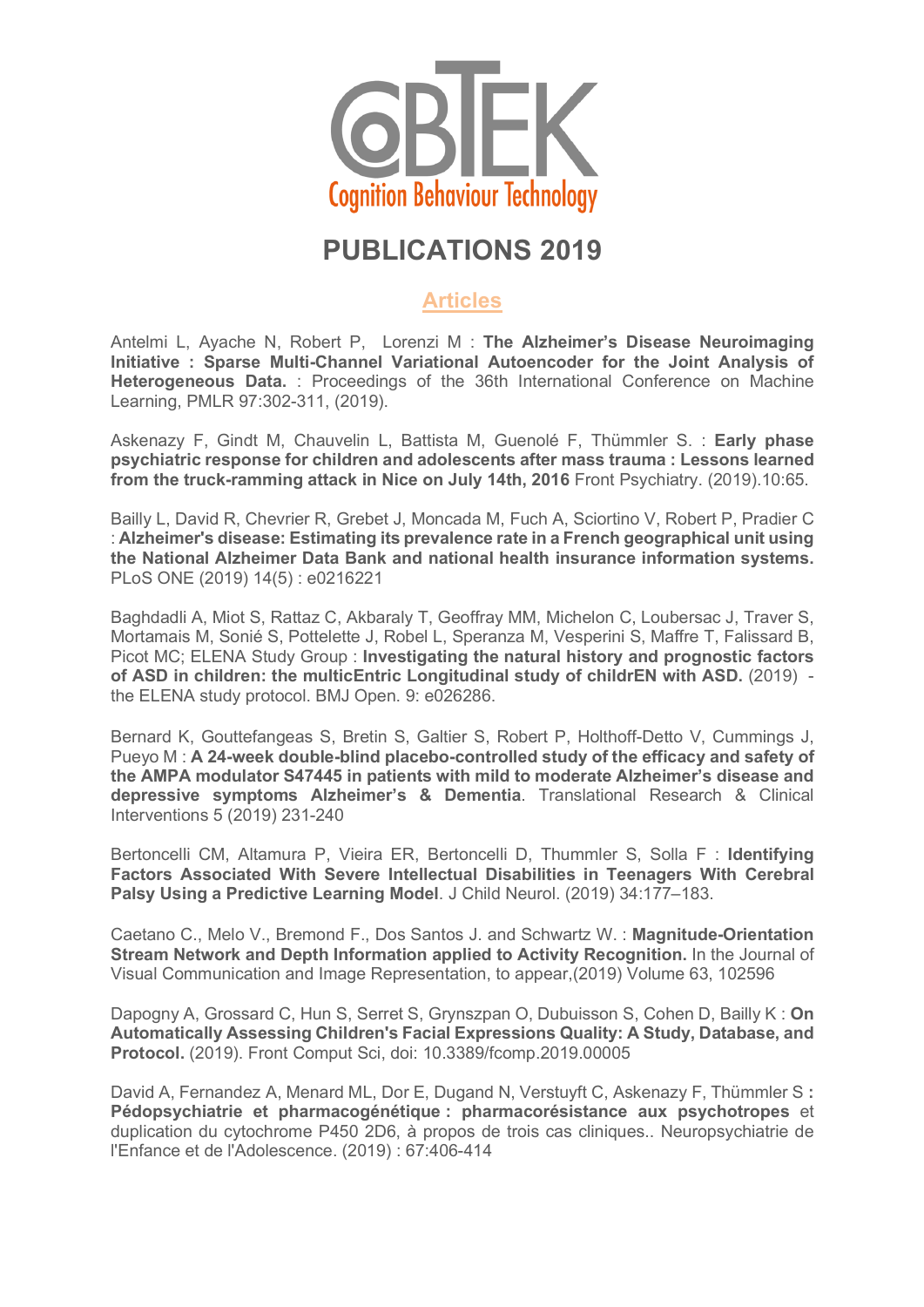CoBTEK
Cognition Behaviour Technology

# PUBLICATIONS 2019

## Articles

Antelmi L, Ayache N, Robert P, Lorenzi M : **The Alzheimer's Disease Neuroimaging Initiative : Sparse Multi-Channel Variational Autoencoder for the Joint Analysis of Heterogeneous Data.** : Proceedings of the 36th International Conference on Machine Learning, PMLR 97:302-311, (2019).

Askenazy F, Gindt M, Chauvelin L, Battista M, Guenolé F, Thümmler S. : **Early phase psychiatric response for children and adolescents after mass trauma : Lessons learned from the truck-ramming attack in Nice on July 14th, 2016** Front Psychiatry. (2019).10:65.

Bailly L, David R, Chevrier R, Grebet J, Moncada M, Fuch A, Sciortino V, Robert P, Pradier C : **Alzheimer's disease: Estimating its prevalence rate in a French geographical unit using the National Alzheimer Data Bank and national health insurance information systems.** PLoS ONE (2019) 14(5) : e0216221

Baghdadli A, Miot S, Rattaz C, Akbaraly T, Geoffray MM, Michelon C, Loubersac J, Traver S, Mortamais M, Sonié S, Pottelette J, Robel L, Speranza M, Vesperini S, Maffre T, Falissard B, Picot MC; ELENA Study Group : **Investigating the natural history and prognostic factors of ASD in children: the multicEntric Longitudinal study of childrEN with ASD.** (2019) - the ELENA study protocol. BMJ Open. 9: e026286.

Bernard K, Gouttefangeas S, Bretin S, Galtier S, Robert P, Holthoff-Detto V, Cummings J, Pueyo M : **A 24-week double-blind placebo-controlled study of the efficacy and safety of the AMPA modulator S47445 in patients with mild to moderate Alzheimer's disease and depressive symptoms Alzheimer's & Dementia**. Translational Research & Clinical Interventions 5 (2019) 231-240

Bertoncelli CM, Altamura P, Vieira ER, Bertoncelli D, Thummler S, Solla F : **Identifying Factors Associated With Severe Intellectual Disabilities in Teenagers With Cerebral Palsy Using a Predictive Learning Model**. J Child Neurol. (2019) 34:177–183.

Caetano C., Melo V., Bremond F., Dos Santos J. and Schwartz W. : **Magnitude-Orientation Stream Network and Depth Information applied to Activity Recognition.** In the Journal of Visual Communication and Image Representation, to appear,(2019) Volume 63, 102596

Dapogny A, Grossard C, Hun S, Serret S, Grynszpan O, Dubuisson S, Cohen D, Bailly K : **On Automatically Assessing Children's Facial Expressions Quality: A Study, Database, and Protocol.** (2019). Front Comput Sci, doi: 10.3389/fcomp.2019.00005

David A, Fernandez A, Menard ML, Dor E, Dugand N, Verstuyft C, Askenazy F, Thümmler S **: Pédopsychiatrie et pharmacogénétique : pharmacorésistance aux psychotropes** et duplication du cytochrome P450 2D6, à propos de trois cas cliniques.. Neuropsychiatrie de l'Enfance et de l'Adolescence. (2019) : 67:406-414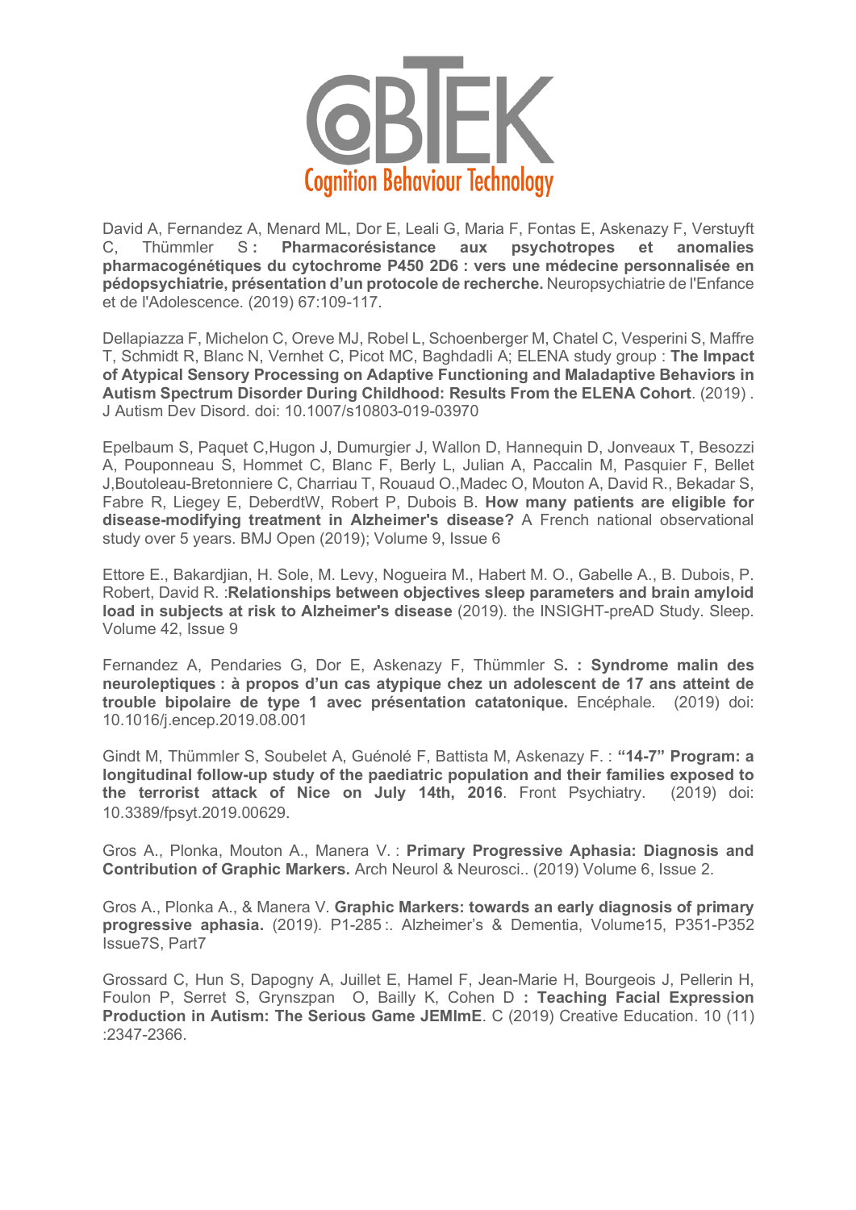David A, Fernandez A, Menard ML, Dor E, Leali G, Maria F, Fontas E, Askenazy F, Verstuyft C, Thümmler S **: Pharmacorésistance aux psychotropes et anomalies pharmacogénétiques du cytochrome P450 2D6 : vers une médecine personnalisée en pédopsychiatrie, présentation d'un protocole de recherche.** Neuropsychiatrie de l'Enfance et de l'Adolescence. (2019) 67:109-117.

Dellapiazza F, Michelon C, Oreve MJ, Robel L, Schoenberger M, Chatel C, Vesperini S, Maffre T, Schmidt R, Blanc N, Vernhet C, Picot MC, Baghdadli A; ELENA study group : **The Impact of Atypical Sensory Processing on Adaptive Functioning and Maladaptive Behaviors in Autism Spectrum Disorder During Childhood: Results From the ELENA Cohort**. (2019) . J Autism Dev Disord. doi: 10.1007/s10803-019-03970

Epelbaum S, Paquet C,Hugon J, Dumurgier J, Wallon D, Hannequin D, Jonveaux T, Besozzi A, Pouponneau S, Hommet C, Blanc F, Berly L, Julian A, Paccalin M, Pasquier F, Bellet J,Boutoleau-Bretonniere C, Charriau T, Rouaud O.,Madec O, Mouton A, David R., Bekadar S, Fabre R, Liegey E, DeberdtW, Robert P, Dubois B. **How many patients are eligible for disease-modifying treatment in Alzheimer's disease?** A French national observational study over 5 years. BMJ Open (2019); Volume 9, Issue 6

Ettore E., Bakardjian, H. Sole, M. Levy, Nogueira M., Habert M. O., Gabelle A., B. Dubois, P. Robert, David R. :**Relationships between objectives sleep parameters and brain amyloid load in subjects at risk to Alzheimer's disease** (2019). the INSIGHT-preAD Study. Sleep. Volume 42, Issue 9

Fernandez A, Pendaries G, Dor E, Askenazy F, Thümmler S**. : Syndrome malin des neuroleptiques : à propos d'un cas atypique chez un adolescent de 17 ans atteint de trouble bipolaire de type 1 avec présentation catatonique.** Encéphale. (2019) doi: 10.1016/j.encep.2019.08.001

Gindt M, Thümmler S, Soubelet A, Guénolé F, Battista M, Askenazy F. : **"14-7" Program: a longitudinal follow-up study of the paediatric population and their families exposed to the terrorist attack of Nice on July 14th, 2016**. Front Psychiatry. (2019) doi: 10.3389/fpsyt.2019.00629.

Gros A., Plonka, Mouton A., Manera V. : **Primary Progressive Aphasia: Diagnosis and Contribution of Graphic Markers.** Arch Neurol & Neurosci.. (2019) Volume 6, Issue 2.

Gros A., Plonka A., & Manera V. **Graphic Markers: towards an early diagnosis of primary progressive aphasia.** (2019). P1-285 :. Alzheimer's & Dementia, Volume15, P351-P352 Issue7S, Part7

Grossard C, Hun S, Dapogny A, Juillet E, Hamel F, Jean-Marie H, Bourgeois J, Pellerin H, Foulon P, Serret S, Grynszpan O, Bailly K, Cohen D **: Teaching Facial Expression Production in Autism: The Serious Game JEMImE**. C (2019) Creative Education. 10 (11) :2347-2366.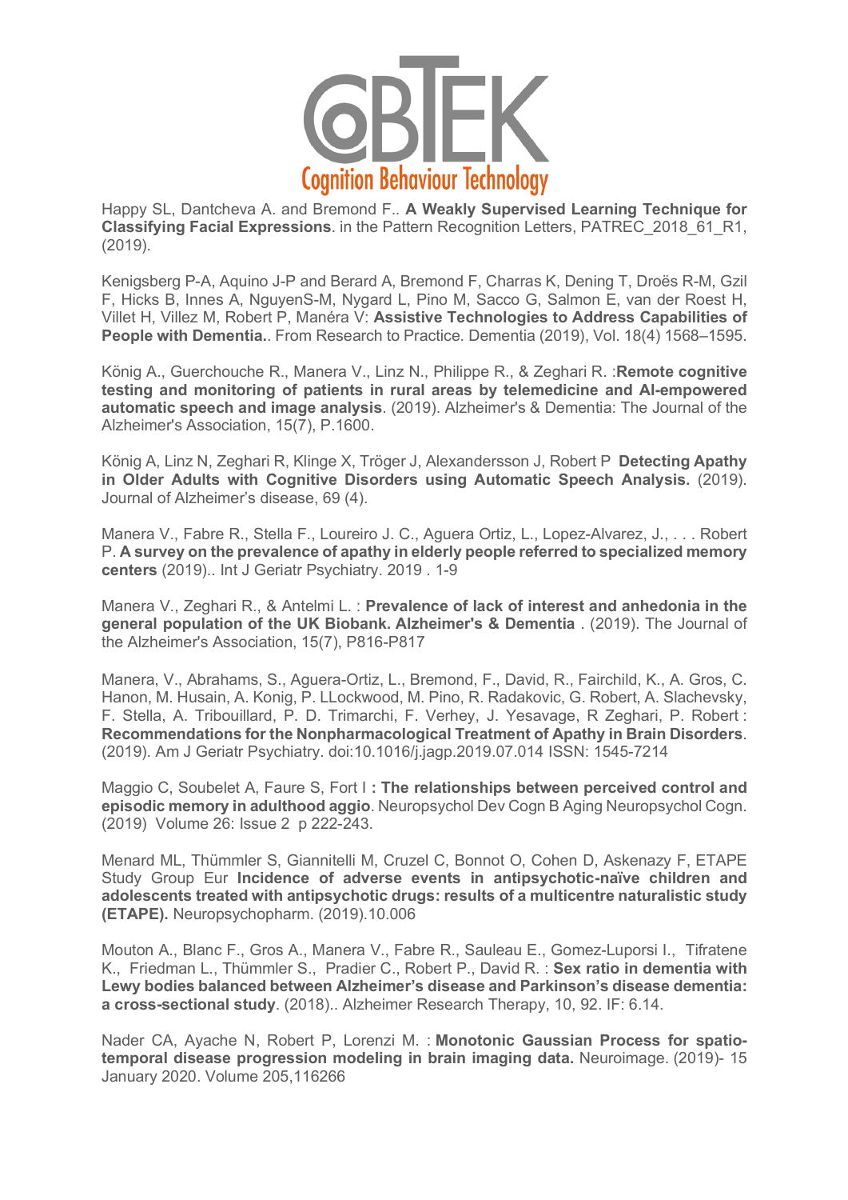Happy SL, Dantcheva A. and Bremond F.. **A Weakly Supervised Learning Technique for Classifying Facial Expressions**. in the Pattern Recognition Letters, PATREC_2018_61_R1, (2019).

Kenigsberg P-A, Aquino J-P and Berard A, Bremond F, Charras K, Dening T, Droës R-M, Gzil F, Hicks B, Innes A, NguyenS-M, Nygard L, Pino M, Sacco G, Salmon E, van der Roest H, Villet H, Villez M, Robert P, Manéra V: **Assistive Technologies to Address Capabilities of People with Dementia.**. From Research to Practice. Dementia (2019), Vol. 18(4) 1568–1595.

König A., Guerchouche R., Manera V., Linz N., Philippe R., & Zeghari R. :**Remote cognitive testing and monitoring of patients in rural areas by telemedicine and AI-empowered automatic speech and image analysis**. (2019). Alzheimer's & Dementia: The Journal of the Alzheimer's Association, 15(7), P.1600.

König A, Linz N, Zeghari R, Klinge X, Tröger J, Alexandersson J, Robert P **Detecting Apathy in Older Adults with Cognitive Disorders using Automatic Speech Analysis.** (2019). Journal of Alzheimer's disease, 69 (4).

Manera V., Fabre R., Stella F., Loureiro J. C., Aguera Ortiz, L., Lopez-Alvarez, J., . . . Robert P. **A survey on the prevalence of apathy in elderly people referred to specialized memory centers** (2019).. Int J Geriatr Psychiatry. 2019 . 1-9

Manera V., Zeghari R., & Antelmi L. : **Prevalence of lack of interest and anhedonia in the general population of the UK Biobank. Alzheimer's & Dementia** . (2019). The Journal of the Alzheimer's Association, 15(7), P816-P817

Manera, V., Abrahams, S., Aguera-Ortiz, L., Bremond, F., David, R., Fairchild, K., A. Gros, C. Hanon, M. Husain, A. Konig, P. LLockwood, M. Pino, R. Radakovic, G. Robert, A. Slachevsky, F. Stella, A. Tribouillard, P. D. Trimarchi, F. Verhey, J. Yesavage, R Zeghari, P. Robert : **Recommendations for the Nonpharmacological Treatment of Apathy in Brain Disorders**. (2019). Am J Geriatr Psychiatry. doi:10.1016/j.jagp.2019.07.014 ISSN: 1545-7214

Maggio C, Soubelet A, Faure S, Fort I **: The relationships between perceived control and episodic memory in adulthood aggio**. Neuropsychol Dev Cogn B Aging Neuropsychol Cogn. (2019) Volume 26: Issue 2 p 222-243.

Menard ML, Thümmler S, Giannitelli M, Cruzel C, Bonnot O, Cohen D, Askenazy F, ETAPE Study Group Eur **Incidence of adverse events in antipsychotic-naïve children and adolescents treated with antipsychotic drugs: results of a multicentre naturalistic study (ETAPE).** Neuropsychopharm. (2019).10.006

Mouton A., Blanc F., Gros A., Manera V., Fabre R., Sauleau E., Gomez-Luporsi I., Tifratene K., Friedman L., Thümmler S., Pradier C., Robert P., David R. : **Sex ratio in dementia with Lewy bodies balanced between Alzheimer's disease and Parkinson's disease dementia: a cross-sectional study**. (2018).. Alzheimer Research Therapy, 10, 92. IF: 6.14.

Nader CA, Ayache N, Robert P, Lorenzi M. : **Monotonic Gaussian Process for spatio-temporal disease progression modeling in brain imaging data.** Neuroimage. (2019)- 15 January 2020. Volume 205,116266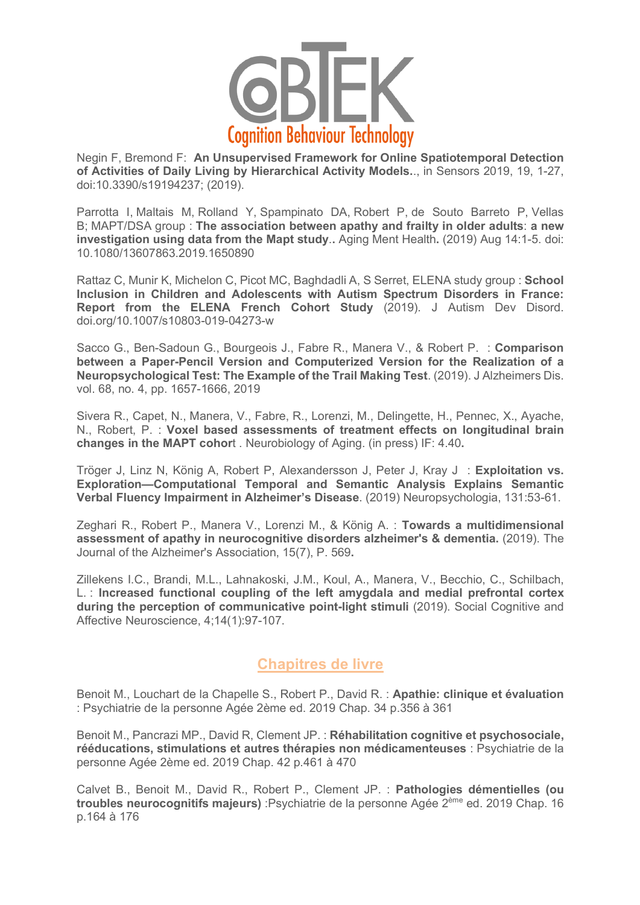Negin F, Bremond F: **An Unsupervised Framework for Online Spatiotemporal Detection of Activities of Daily Living by Hierarchical Activity Models.**., in Sensors 2019, 19, 1-27, doi:10.3390/s19194237; (2019).

Parrotta I, Maltais M, Rolland Y, Spampinato DA, Robert P, de Souto Barreto P, Vellas B; MAPT/DSA group : **The association between apathy and frailty in older adults**: **a new investigation using data from the Mapt study.**. Aging Ment Health**.** (2019) Aug 14:1-5. doi: 10.1080/13607863.2019.1650890

Rattaz C, Munir K, Michelon C, Picot MC, Baghdadli A, S Serret, ELENA study group : **School Inclusion in Children and Adolescents with Autism Spectrum Disorders in France: Report from the ELENA French Cohort Study** (2019). J Autism Dev Disord. doi.org/10.1007/s10803-019-04273-w

Sacco G., Ben-Sadoun G., Bourgeois J., Fabre R., Manera V., & Robert P. : **Comparison between a Paper-Pencil Version and Computerized Version for the Realization of a Neuropsychological Test: The Example of the Trail Making Test**. (2019). J Alzheimers Dis. vol. 68, no. 4, pp. 1657-1666, 2019

Sivera R., Capet, N., Manera, V., Fabre, R., Lorenzi, M., Delingette, H., Pennec, X., Ayache, N., Robert, P. : **Voxel based assessments of treatment effects on longitudinal brain changes in the MAPT cohor**t . Neurobiology of Aging. (in press) IF: 4.40**.**

Tröger J, Linz N, König A, Robert P, Alexandersson J, Peter J, Kray J : **Exploitation vs. Exploration—Computational Temporal and Semantic Analysis Explains Semantic Verbal Fluency Impairment in Alzheimer's Disease**. (2019) Neuropsychologia, 131:53-61.

Zeghari R., Robert P., Manera V., Lorenzi M., & König A. : **Towards a multidimensional assessment of apathy in neurocognitive disorders alzheimer's & dementia.** (2019). The Journal of the Alzheimer's Association, 15(7), P. 569**.**

Zillekens I.C., Brandi, M.L., Lahnakoski, J.M., Koul, A., Manera, V., Becchio, C., Schilbach, L. : **Increased functional coupling of the left amygdala and medial prefrontal cortex during the perception of communicative point-light stimuli** (2019). Social Cognitive and Affective Neuroscience, 4;14(1):97-107.

## Chapitres de livre

Benoit M., Louchart de la Chapelle S., Robert P., David R. : **Apathie: clinique et évaluation** : Psychiatrie de la personne Agée 2ème ed. 2019 Chap. 34 p.356 à 361

Benoit M., Pancrazi MP., David R, Clement JP. : **Réhabilitation cognitive et psychosociale, rééducations, stimulations et autres thérapies non médicamenteuses** : Psychiatrie de la personne Agée 2ème ed. 2019 Chap. 42 p.461 à 470

Calvet B., Benoit M., David R., Robert P., Clement JP. : **Pathologies démentielles (ou troubles neurocognitifs majeurs)** :Psychiatrie de la personne Agée 2ème ed. 2019 Chap. 16 p.164 à 176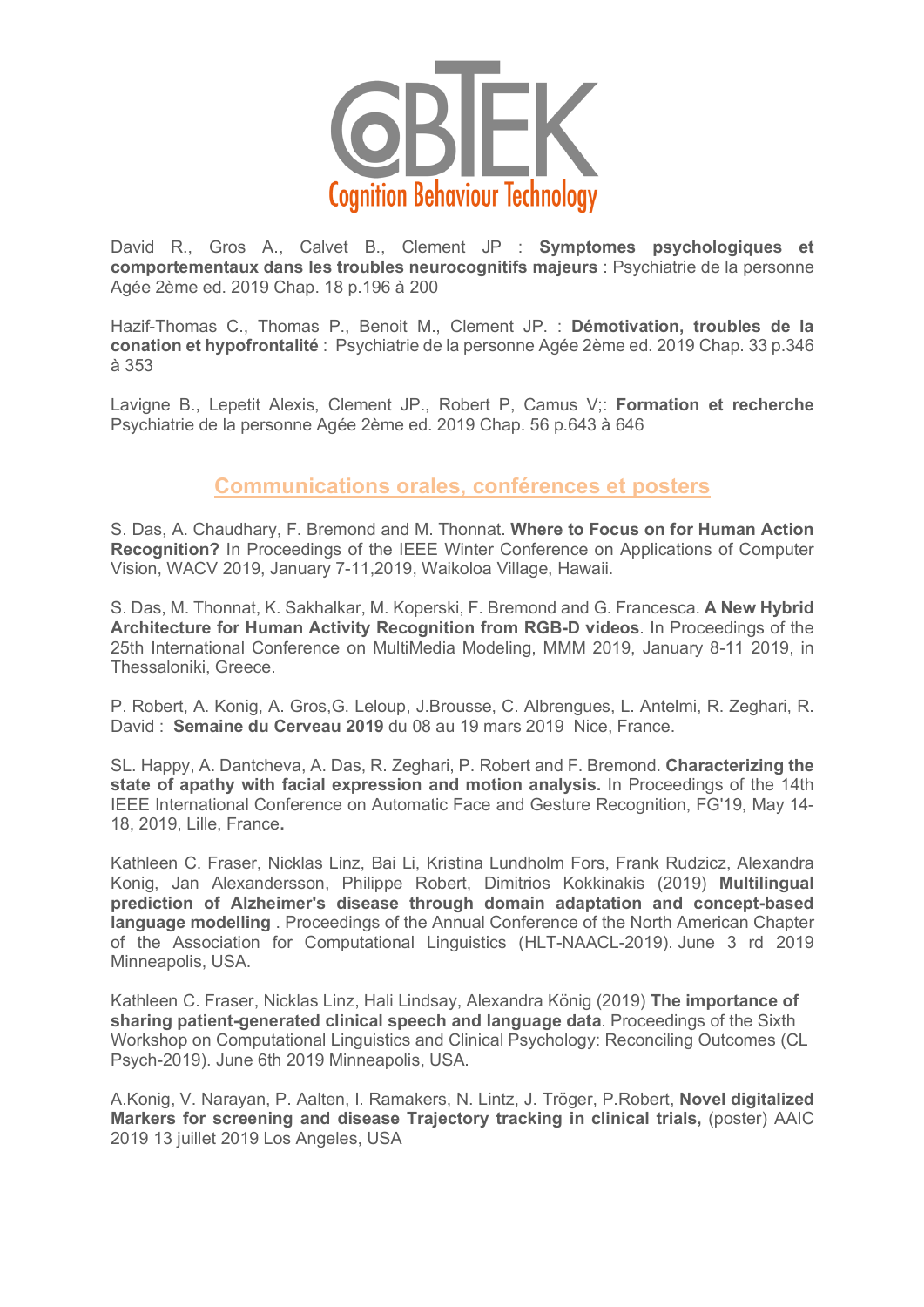David R., Gros A., Calvet B., Clement JP : **Symptomes psychologiques et comportementaux dans les troubles neurocognitifs majeurs** : Psychiatrie de la personne Agée 2ème ed. 2019 Chap. 18 p.196 à 200

Hazif-Thomas C., Thomas P., Benoit M., Clement JP. : **Démotivation, troubles de la conation et hypofrontalité** : Psychiatrie de la personne Agée 2ème ed. 2019 Chap. 33 p.346 à 353

Lavigne B., Lepetit Alexis, Clement JP., Robert P, Camus V;: **Formation et recherche** Psychiatrie de la personne Agée 2ème ed. 2019 Chap. 56 p.643 à 646

## Communications orales, conférences et posters

S. Das, A. Chaudhary, F. Bremond and M. Thonnat. **Where to Focus on for Human Action Recognition?** In Proceedings of the IEEE Winter Conference on Applications of Computer Vision, WACV 2019, January 7-11,2019, Waikoloa Village, Hawaii.

S. Das, M. Thonnat, K. Sakhalkar, M. Koperski, F. Bremond and G. Francesca. **A New Hybrid Architecture for Human Activity Recognition from RGB-D videos**. In Proceedings of the 25th International Conference on MultiMedia Modeling, MMM 2019, January 8-11 2019, in Thessaloniki, Greece.

P. Robert, A. Konig, A. Gros,G. Leloup, J.Brousse, C. Albrengues, L. Antelmi, R. Zeghari, R. David : **Semaine du Cerveau 2019** du 08 au 19 mars 2019 Nice, France.

SL. Happy, A. Dantcheva, A. Das, R. Zeghari, P. Robert and F. Bremond. **Characterizing the state of apathy with facial expression and motion analysis.** In Proceedings of the 14th IEEE International Conference on Automatic Face and Gesture Recognition, FG'19, May 14-18, 2019, Lille, France**.**

Kathleen C. Fraser, Nicklas Linz, Bai Li, Kristina Lundholm Fors, Frank Rudzicz, Alexandra Konig, Jan Alexandersson, Philippe Robert, Dimitrios Kokkinakis (2019) **Multilingual prediction of Alzheimer's disease through domain adaptation and concept-based language modelling** . Proceedings of the Annual Conference of the North American Chapter of the Association for Computational Linguistics (HLT-NAACL-2019). June 3 rd 2019 Minneapolis, USA.

Kathleen C. Fraser, Nicklas Linz, Hali Lindsay, Alexandra König (2019) **The importance of sharing patient-generated clinical speech and language data**. Proceedings of the Sixth Workshop on Computational Linguistics and Clinical Psychology: Reconciling Outcomes (CL Psych-2019). June 6th 2019 Minneapolis, USA.

A.Konig, V. Narayan, P. Aalten, I. Ramakers, N. Lintz, J. Tröger, P.Robert, **Novel digitalized Markers for screening and disease Trajectory tracking in clinical trials,** (poster) AAIC 2019 13 juillet 2019 Los Angeles, USA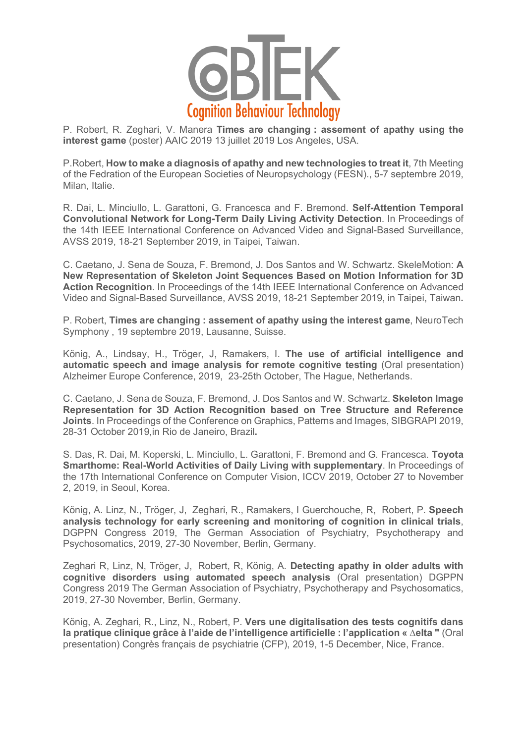P. Robert, R. Zeghari, V. Manera **Times are changing : assement of apathy using the interest game** (poster) AAIC 2019 13 juillet 2019 Los Angeles, USA.

P.Robert, **How to make a diagnosis of apathy and new technologies to treat it**, 7th Meeting of the Fedration of the European Societies of Neuropsychology (FESN)., 5-7 septembre 2019, Milan, Italie.

R. Dai, L. Minciullo, L. Garattoni, G. Francesca and F. Bremond. **Self-Attention Temporal Convolutional Network for Long-Term Daily Living Activity Detection**. In Proceedings of the 14th IEEE International Conference on Advanced Video and Signal-Based Surveillance, AVSS 2019, 18-21 September 2019, in Taipei, Taiwan.

C. Caetano, J. Sena de Souza, F. Bremond, J. Dos Santos and W. Schwartz. SkeleMotion: **A New Representation of Skeleton Joint Sequences Based on Motion Information for 3D Action Recognition**. In Proceedings of the 14th IEEE International Conference on Advanced Video and Signal-Based Surveillance, AVSS 2019, 18-21 September 2019, in Taipei, Taiwan**.**

P. Robert, **Times are changing : assement of apathy using the interest game**, NeuroTech Symphony , 19 septembre 2019, Lausanne, Suisse.

König, A., Lindsay, H., Tröger, J, Ramakers, I. **The use of artificial intelligence and automatic speech and image analysis for remote cognitive testing** (Oral presentation) Alzheimer Europe Conference, 2019, 23-25th October, The Hague, Netherlands.

C. Caetano, J. Sena de Souza, F. Bremond, J. Dos Santos and W. Schwartz. **Skeleton Image Representation for 3D Action Recognition based on Tree Structure and Reference Joints**. In Proceedings of the Conference on Graphics, Patterns and Images, SIBGRAPI 2019, 28-31 October 2019,in Rio de Janeiro, Brazil**.**

S. Das, R. Dai, M. Koperski, L. Minciullo, L. Garattoni, F. Bremond and G. Francesca. **Toyota Smarthome: Real-World Activities of Daily Living with supplementary**. In Proceedings of the 17th International Conference on Computer Vision, ICCV 2019, October 27 to November 2, 2019, in Seoul, Korea.

König, A. Linz, N., Tröger, J, Zeghari, R., Ramakers, I Guerchouche, R, Robert, P. **Speech analysis technology for early screening and monitoring of cognition in clinical trials**, DGPPN Congress 2019, The German Association of Psychiatry, Psychotherapy and Psychosomatics, 2019, 27-30 November, Berlin, Germany.

Zeghari R, Linz, N, Tröger, J, Robert, R, König, A. **Detecting apathy in older adults with cognitive disorders using automated speech analysis** (Oral presentation) DGPPN Congress 2019 The German Association of Psychiatry, Psychotherapy and Psychosomatics, 2019, 27-30 November, Berlin, Germany.

König, A. Zeghari, R., Linz, N., Robert, P. **Vers une digitalisation des tests cognitifs dans la pratique clinique grâce à l'aide de l'intelligence artificielle : l'application « ∆elta "** (Oral presentation) Congrès français de psychiatrie (CFP), 2019, 1-5 December, Nice, France.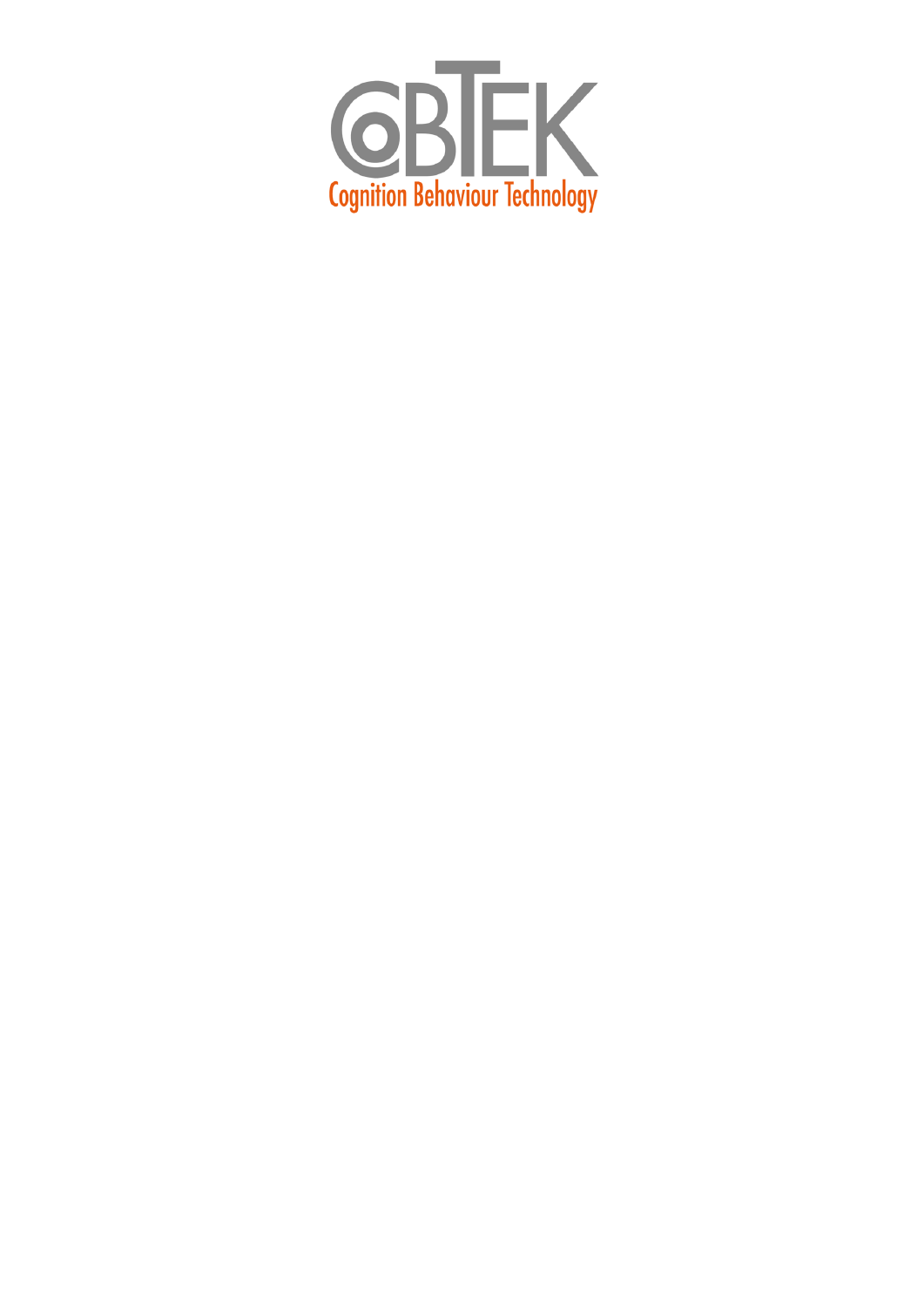COBTEK

Cognition Behaviour Technology